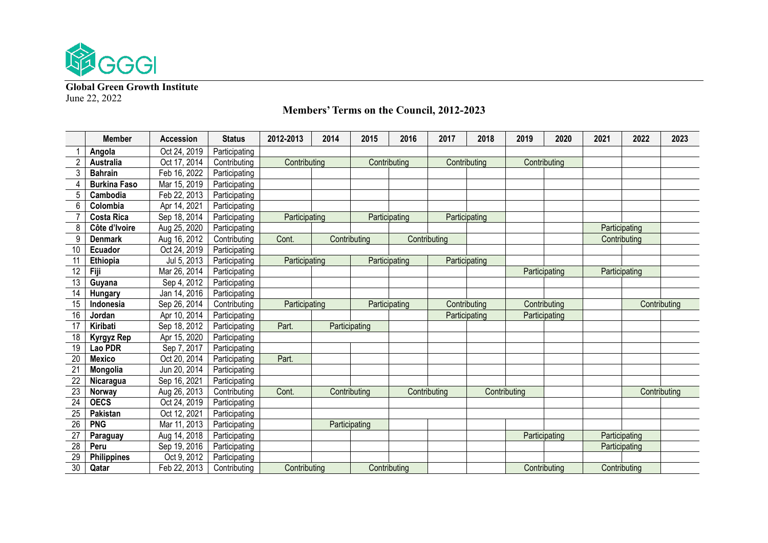**Global Green Growth Institute**
June 22, 2022

## Members' Terms on the Council, 2012-2023

| | Member | Accession | Status | 2012-2013 | 2014 | 2015 | 2016 | 2017 | 2018 | 2019 | 2020 | 2021 | 2022 | 2023 |
|---|---|---|---|---|---|---|---|---|---|---|---|---|---|---|
| 1 | **Angola** | Oct 24, 2019 | Participating | | | | | | | | | | | |
| 2 | **Australia** | Oct 17, 2014 | Contributing | Contributing | | Contributing | | Contributing | | Contributing | | | | |
| 3 | **Bahrain** | Feb 16, 2022 | Participating | | | | | | | | | | | |
| 4 | **Burkina Faso** | Mar 15, 2019 | Participating | | | | | | | | | | | |
| 5 | **Cambodia** | Feb 22, 2013 | Participating | | | | | | | | | | | |
| 6 | **Colombia** | Apr 14, 2021 | Participating | | | | | | | | | | | |
| 7 | **Costa Rica** | Sep 18, 2014 | Participating | Participating | | Participating | | Participating | | | | | | |
| 8 | **Côte d'Ivoire** | Aug 25, 2020 | Participating | | | | | | | | | Participating | | |
| 9 | **Denmark** | Aug 16, 2012 | Contributing | Cont. | Contributing | | Contributing | | | | | Contributing | | |
| 10 | **Ecuador** | Oct 24, 2019 | Participating | | | | | | | | | | | |
| 11 | **Ethiopia** | Jul 5, 2013 | Participating | Participating | | Participating | | Participating | | | | | | |
| 12 | **Fiji** | Mar 26, 2014 | Participating | | | | | | | Participating | | Participating | | |
| 13 | **Guyana** | Sep 4, 2012 | Participating | | | | | | | | | | | |
| 14 | **Hungary** | Jan 14, 2016 | Participating | | | | | | | | | | | |
| 15 | **Indonesia** | Sep 26, 2014 | Contributing | Participating | | Participating | | Contributing | | Contributing | | | Contributing | |
| 16 | **Jordan** | Apr 10, 2014 | Participating | | | | | Participating | | Participating | | | | |
| 17 | **Kiribati** | Sep 18, 2012 | Participating | Part. | Participating | | | | | | | | | |
| 18 | **Kyrgyz Rep** | Apr 15, 2020 | Participating | | | | | | | | | | | |
| 19 | **Lao PDR** | Sep 7, 2017 | Participating | | | | | | | | | | | |
| 20 | **Mexico** | Oct 20, 2014 | Participating | Part. | | | | | | | | | | |
| 21 | **Mongolia** | Jun 20, 2014 | Participating | | | | | | | | | | | |
| 22 | **Nicaragua** | Sep 16, 2021 | Participating | | | | | | | | | | | |
| 23 | **Norway** | Aug 26, 2013 | Contributing | Cont. | Contributing | | Contributing | | Contributing | | | | Contributing | |
| 24 | **OECS** | Oct 24, 2019 | Participating | | | | | | | | | | | |
| 25 | **Pakistan** | Oct 12, 2021 | Participating | | | | | | | | | | | |
| 26 | **PNG** | Mar 11, 2013 | Participating | | Participating | | | | | | | | | |
| 27 | **Paraguay** | Aug 14, 2018 | Participating | | | | | | | Participating | | Participating | | |
| 28 | **Peru** | Sep 19, 2016 | Participating | | | | | | | | | Participating | | |
| 29 | **Philippines** | Oct 9, 2012 | Participating | | | | | | | | | | | |
| 30 | **Qatar** | Feb 22, 2013 | Contributing | Contributing | | Contributing | | | | Contributing | | Contributing | | |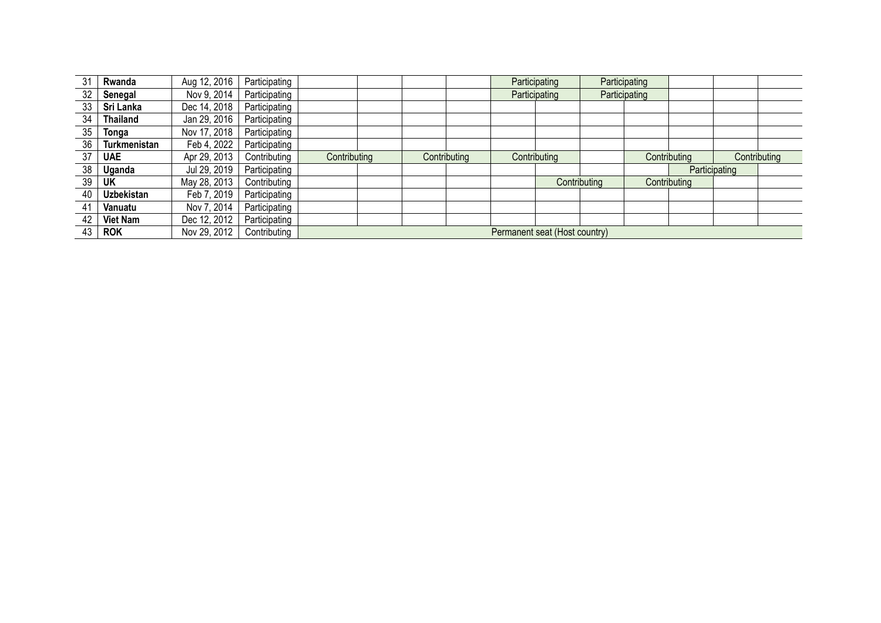| | | | | | | | | | | | | | | |
|---|---|---|---|---|---|---|---|---|---|---|---|---|---|---|
| 31 | **Rwanda** | Aug 12, 2016 | Participating | | | | | Participating | | Participating | | | | |
| 32 | **Senegal** | Nov 9, 2014 | Participating | | | | | Participating | | Participating | | | | |
| 33 | **Sri Lanka** | Dec 14, 2018 | Participating | | | | | | | | | | | |
| 34 | **Thailand** | Jan 29, 2016 | Participating | | | | | | | | | | | |
| 35 | **Tonga** | Nov 17, 2018 | Participating | | | | | | | | | | | |
| 36 | **Turkmenistan** | Feb 4, 2022 | Participating | | | | | | | | | | | |
| 37 | **UAE** | Apr 29, 2013 | Contributing | Contributing | | Contributing | | Contributing | | | Contributing | | Contributing | |
| 38 | **Uganda** | Jul 29, 2019 | Participating | | | | | | | | | Participating | | |
| 39 | **UK** | May 28, 2013 | Contributing | | | | | | Contributing | | Contributing | | | |
| 40 | **Uzbekistan** | Feb 7, 2019 | Participating | | | | | | | | | | | |
| 41 | **Vanuatu** | Nov 7, 2014 | Participating | | | | | | | | | | | |
| 42 | **Viet Nam** | Dec 12, 2012 | Participating | | | | | | | | | | | |
| 43 | **ROK** | Nov 29, 2012 | Contributing | Permanent seat (Host country) | | | | | | | | | | |